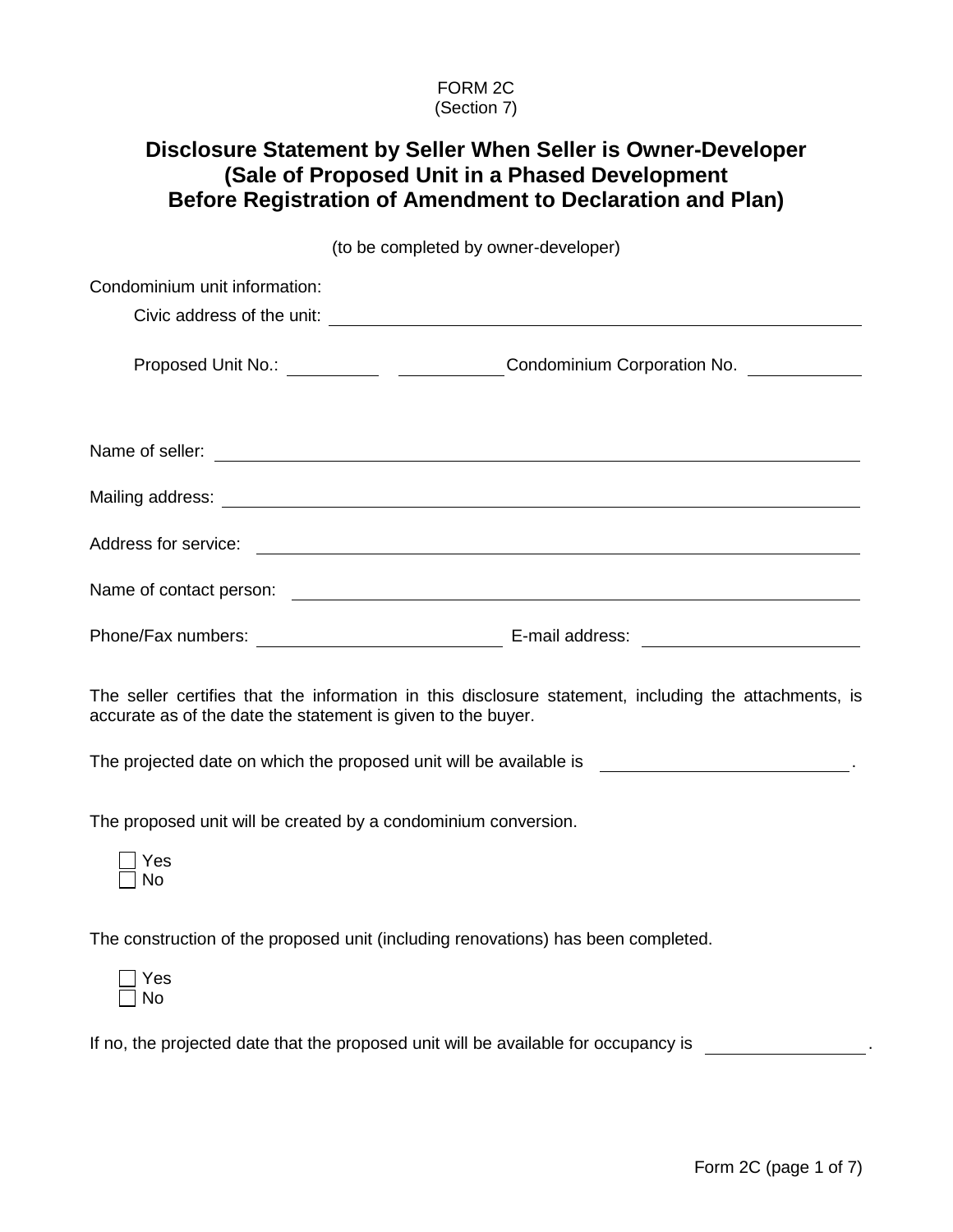FORM 2C
(Section 7)

# Disclosure Statement by Seller When Seller is Owner-Developer (Sale of Proposed Unit in a Phased Development Before Registration of Amendment to Declaration and Plan)

(to be completed by owner-developer)

Condominium unit information:

Civic address of the unit: ______________________________

Proposed Unit No.: __________ __________ Condominium Corporation No. __________

Name of seller: ______________________________

Mailing address: ______________________________

Address for service: ______________________________

Name of contact person: ______________________________

Phone/Fax numbers: ______________________________ E-mail address: ______________________________

The seller certifies that the information in this disclosure statement, including the attachments, is accurate as of the date the statement is given to the buyer.

The projected date on which the proposed unit will be available is ______________________________.

The proposed unit will be created by a condominium conversion.

- ☐ Yes
- ☐ No

The construction of the proposed unit (including renovations) has been completed.

- ☐ Yes
- ☐ No

If no, the projected date that the proposed unit will be available for occupancy is ____________________.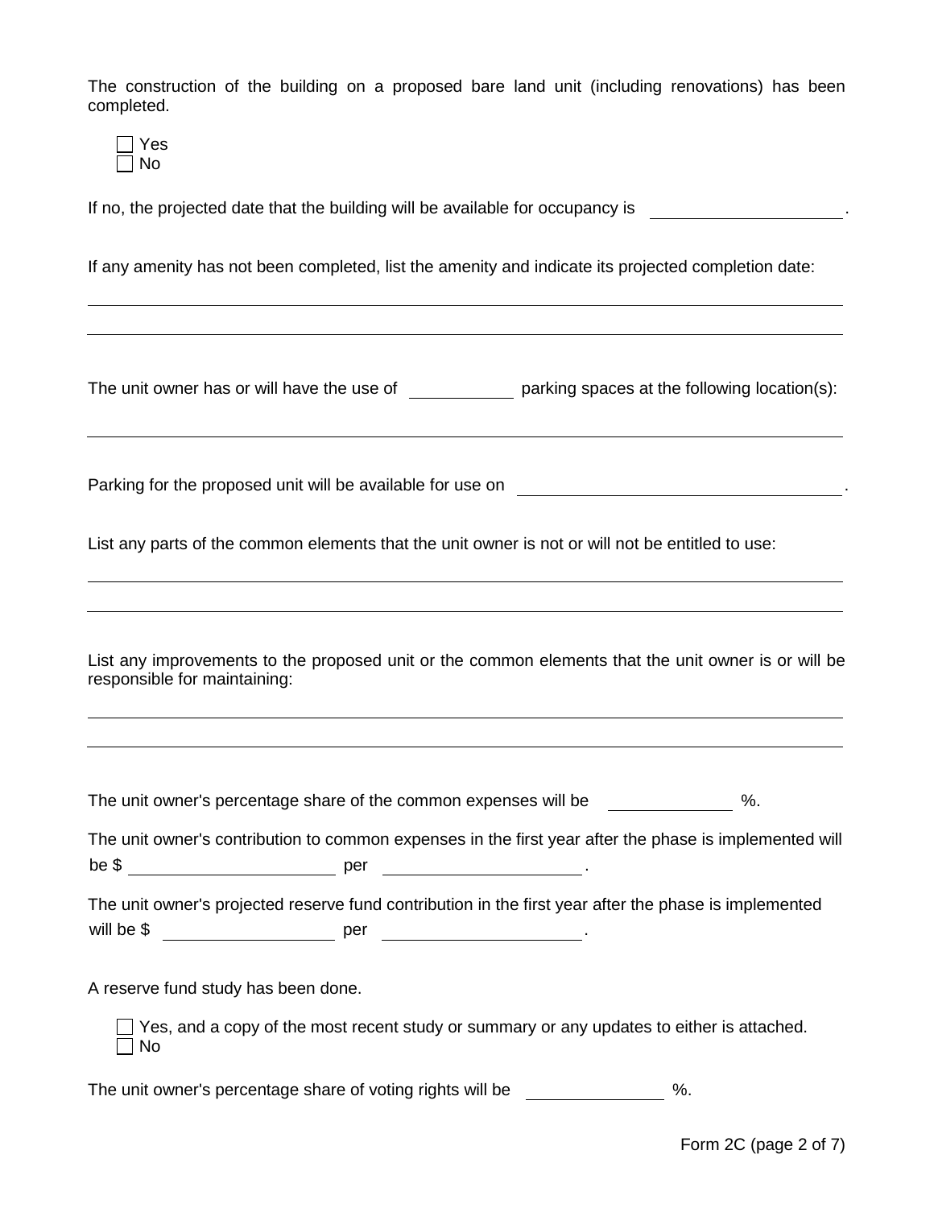The construction of the building on a proposed bare land unit (including renovations) has been completed.

☐ Yes
☐ No

If no, the projected date that the building will be available for occupancy is \_\_\_\_\_\_\_\_\_\_\_\_\_\_\_\_\_\_\_\_.

If any amenity has not been completed, list the amenity and indicate its projected completion date:

\_\_\_\_\_\_\_\_\_\_\_\_\_\_\_\_\_\_\_\_\_\_\_\_\_\_\_\_\_\_\_\_\_\_\_\_\_\_\_\_\_\_\_\_\_\_\_\_\_\_\_\_\_\_\_\_\_\_\_\_\_\_\_\_\_\_\_\_\_\_\_\_\_\_\_\_

\_\_\_\_\_\_\_\_\_\_\_\_\_\_\_\_\_\_\_\_\_\_\_\_\_\_\_\_\_\_\_\_\_\_\_\_\_\_\_\_\_\_\_\_\_\_\_\_\_\_\_\_\_\_\_\_\_\_\_\_\_\_\_\_\_\_\_\_\_\_\_\_\_\_\_\_

The unit owner has or will have the use of \_\_\_\_\_\_\_\_\_\_ parking spaces at the following location(s):

\_\_\_\_\_\_\_\_\_\_\_\_\_\_\_\_\_\_\_\_\_\_\_\_\_\_\_\_\_\_\_\_\_\_\_\_\_\_\_\_\_\_\_\_\_\_\_\_\_\_\_\_\_\_\_\_\_\_\_\_\_\_\_\_\_\_\_\_\_\_\_\_\_\_\_\_

Parking for the proposed unit will be available for use on \_\_\_\_\_\_\_\_\_\_\_\_\_\_\_\_\_\_\_\_\_\_\_\_\_\_\_\_\_\_\_\_.

List any parts of the common elements that the unit owner is not or will not be entitled to use:

\_\_\_\_\_\_\_\_\_\_\_\_\_\_\_\_\_\_\_\_\_\_\_\_\_\_\_\_\_\_\_\_\_\_\_\_\_\_\_\_\_\_\_\_\_\_\_\_\_\_\_\_\_\_\_\_\_\_\_\_\_\_\_\_\_\_\_\_\_\_\_\_\_\_\_\_

\_\_\_\_\_\_\_\_\_\_\_\_\_\_\_\_\_\_\_\_\_\_\_\_\_\_\_\_\_\_\_\_\_\_\_\_\_\_\_\_\_\_\_\_\_\_\_\_\_\_\_\_\_\_\_\_\_\_\_\_\_\_\_\_\_\_\_\_\_\_\_\_\_\_\_\_

List any improvements to the proposed unit or the common elements that the unit owner is or will be responsible for maintaining:

\_\_\_\_\_\_\_\_\_\_\_\_\_\_\_\_\_\_\_\_\_\_\_\_\_\_\_\_\_\_\_\_\_\_\_\_\_\_\_\_\_\_\_\_\_\_\_\_\_\_\_\_\_\_\_\_\_\_\_\_\_\_\_\_\_\_\_\_\_\_\_\_\_\_\_\_

\_\_\_\_\_\_\_\_\_\_\_\_\_\_\_\_\_\_\_\_\_\_\_\_\_\_\_\_\_\_\_\_\_\_\_\_\_\_\_\_\_\_\_\_\_\_\_\_\_\_\_\_\_\_\_\_\_\_\_\_\_\_\_\_\_\_\_\_\_\_\_\_\_\_\_\_

The unit owner's percentage share of the common expenses will be \_\_\_\_\_\_\_\_\_\_\_\_ %.

The unit owner's contribution to common expenses in the first year after the phase is implemented will be $ \_\_\_\_\_\_\_\_\_\_\_\_\_\_\_\_\_\_\_\_ per \_\_\_\_\_\_\_\_\_\_\_\_\_\_\_\_\_\_\_\_.

The unit owner's projected reserve fund contribution in the first year after the phase is implemented will be $ \_\_\_\_\_\_\_\_\_\_\_\_\_\_\_\_\_\_\_\_ per \_\_\_\_\_\_\_\_\_\_\_\_\_\_\_\_\_\_\_\_.

A reserve fund study has been done.

☐ Yes, and a copy of the most recent study or summary or any updates to either is attached.
☐ No

The unit owner's percentage share of voting rights will be \_\_\_\_\_\_\_\_\_\_\_\_ %.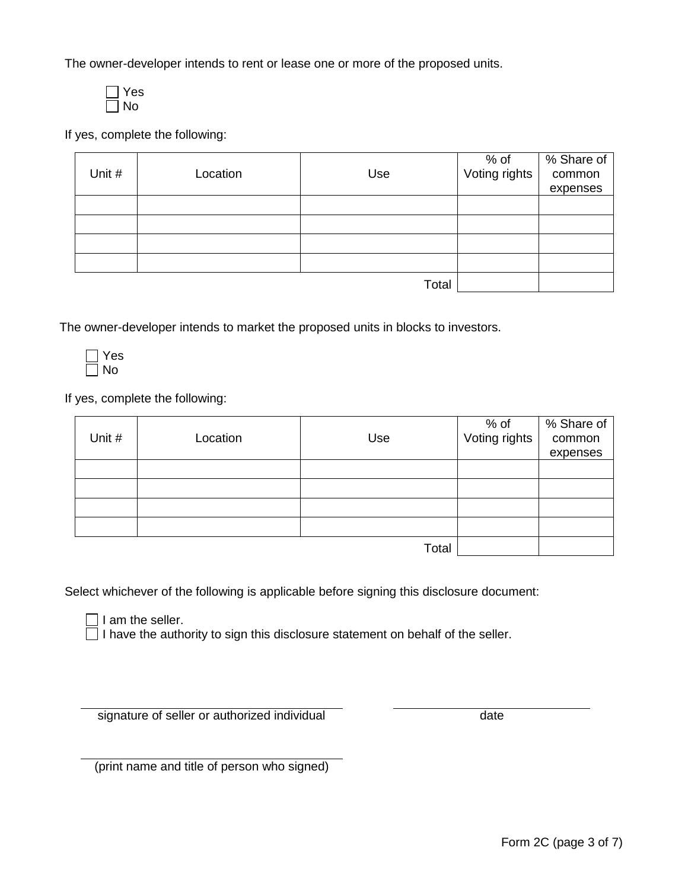The owner-developer intends to rent or lease one or more of the proposed units.

- [ ] Yes
- [ ] No

If yes, complete the following:

| Unit # | Location | Use | % of Voting rights | % Share of common expenses |
|---|---|---|---|---|
| | | | | |
| | | | | |
| | | | | |
| | | | | |
| | | Total | | |

The owner-developer intends to market the proposed units in blocks to investors.

- [ ] Yes
- [ ] No

If yes, complete the following:

| Unit # | Location | Use | % of Voting rights | % Share of common expenses |
|---|---|---|---|---|
| | | | | |
| | | | | |
| | | | | |
| | | | | |
| | | Total | | |

Select whichever of the following is applicable before signing this disclosure document:

- [ ] I am the seller.
- [ ] I have the authority to sign this disclosure statement on behalf of the seller.

______________________________________ signature of seller or authorized individual

______________________________ date

______________________________________ (print name and title of person who signed)

Form 2C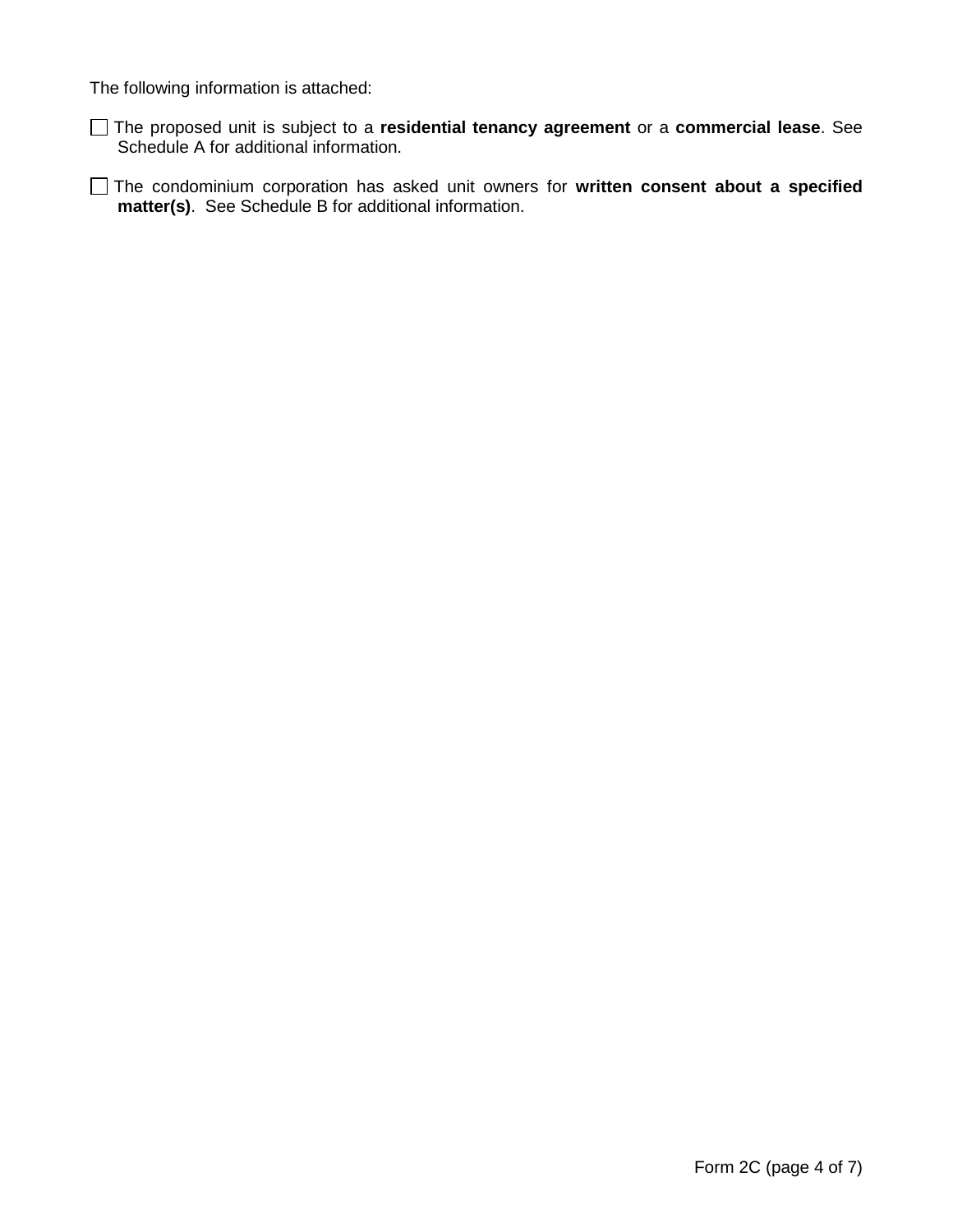The following information is attached:

☐ The proposed unit is subject to a **residential tenancy agreement** or a **commercial lease**. See Schedule A for additional information.

☐ The condominium corporation has asked unit owners for **written consent about a specified matter(s)**. See Schedule B for additional information.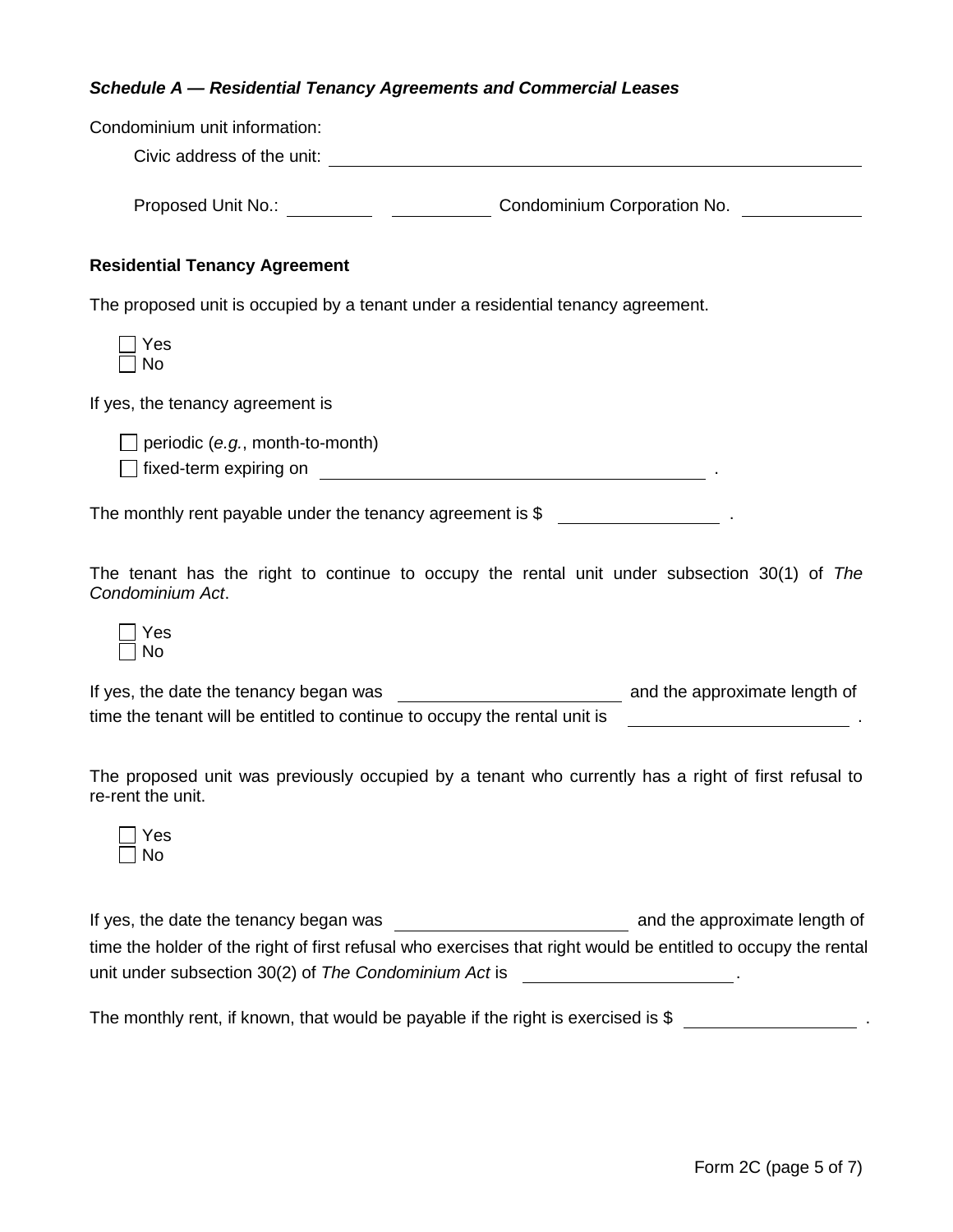***Schedule A — Residential Tenancy Agreements and Commercial Leases***

Condominium unit information:

Civic address of the unit: \_\_\_\_\_\_\_\_\_\_\_\_\_\_\_\_\_\_\_\_\_\_\_\_\_\_\_\_\_\_\_\_\_\_\_\_\_\_\_\_

Proposed Unit No.: \_\_\_\_\_\_\_\_\_ \_\_\_\_\_\_\_\_\_\_ Condominium Corporation No. \_\_\_\_\_\_\_\_\_\_\_

**Residential Tenancy Agreement**

The proposed unit is occupied by a tenant under a residential tenancy agreement.

- ☐ Yes
- ☐ No

If yes, the tenancy agreement is

- ☐ periodic (*e.g.*, month-to-month)
- ☐ fixed-term expiring on \_\_\_\_\_\_\_\_\_\_\_\_\_\_\_\_\_\_\_\_\_\_\_\_\_\_\_\_\_\_\_\_\_\_\_\_\_\_ .

The monthly rent payable under the tenancy agreement is $ \_\_\_\_\_\_\_\_\_\_\_\_\_\_\_ .

The tenant has the right to continue to occupy the rental unit under subsection 30(1) of *The Condominium Act*.

- ☐ Yes
- ☐ No

If yes, the date the tenancy began was \_\_\_\_\_\_\_\_\_\_\_\_\_\_\_\_\_\_\_\_\_\_ and the approximate length of time the tenant will be entitled to continue to occupy the rental unit is \_\_\_\_\_\_\_\_\_\_\_\_\_\_\_\_\_\_\_\_\_\_ .

The proposed unit was previously occupied by a tenant who currently has a right of first refusal to re-rent the unit.

- ☐ Yes
- ☐ No

If yes, the date the tenancy began was \_\_\_\_\_\_\_\_\_\_\_\_\_\_\_\_\_\_\_\_\_\_ and the approximate length of time the holder of the right of first refusal who exercises that right would be entitled to occupy the rental unit under subsection 30(2) of *The Condominium Act* is \_\_\_\_\_\_\_\_\_\_\_\_\_\_\_\_\_\_\_\_\_\_ .

The monthly rent, if known, that would be payable if the right is exercised is $ \_\_\_\_\_\_\_\_\_\_\_\_\_\_\_\_\_ .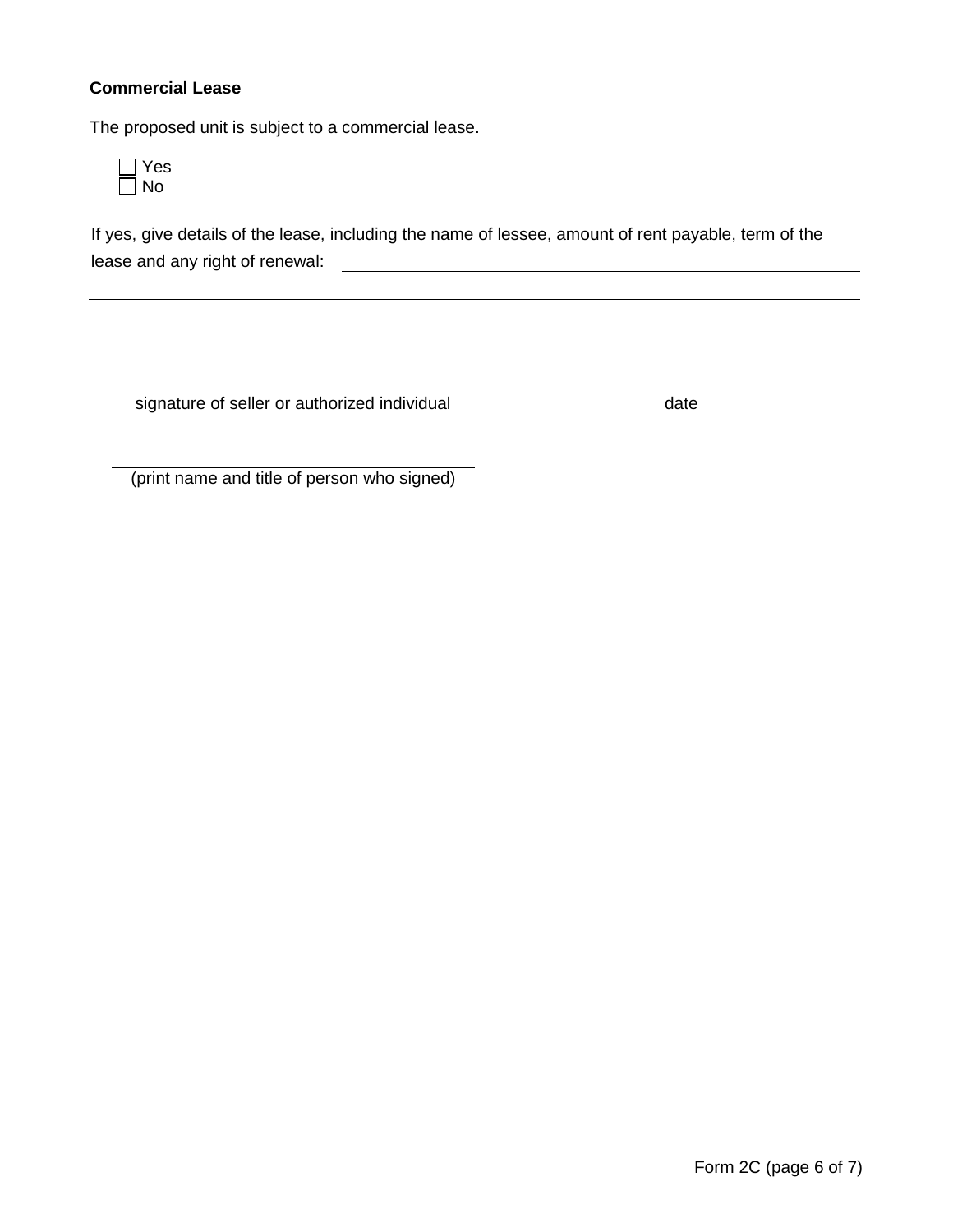**Commercial Lease**

The proposed unit is subject to a commercial lease.

☐ Yes
☐ No

If yes, give details of the lease, including the name of lessee, amount of rent payable, term of the lease and any right of renewal: ______________________________________________

_______________________________________________________________________________

_________________________________________ &nbsp;&nbsp;&nbsp;&nbsp;&nbsp;&nbsp;&nbsp;&nbsp; _______________________________
signature of seller or authorized individual &nbsp;&nbsp;&nbsp;&nbsp;&nbsp;&nbsp;&nbsp;&nbsp;&nbsp;&nbsp;&nbsp;&nbsp;&nbsp;&nbsp;&nbsp;&nbsp;&nbsp;&nbsp;&nbsp;&nbsp; date

_________________________________________
(print name and title of person who signed)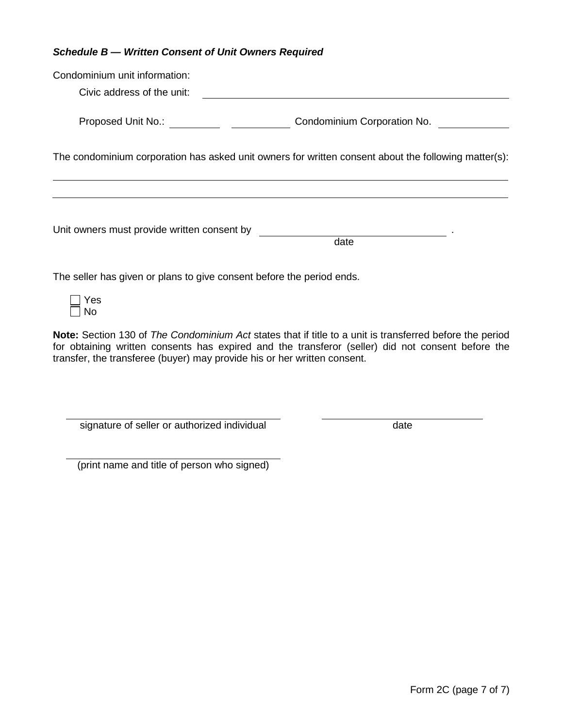***Schedule B — Written Consent of Unit Owners Required***

Condominium unit information:

Civic address of the unit: \_\_\_\_\_\_\_\_\_\_\_\_\_\_\_\_\_\_\_\_\_\_\_\_\_\_\_\_\_\_\_\_\_\_\_\_\_\_\_\_

Proposed Unit No.: \_\_\_\_\_\_\_\_\_\_ \_\_\_\_\_\_\_\_\_\_ Condominium Corporation No. \_\_\_\_\_\_\_\_\_\_

The condominium corporation has asked unit owners for written consent about the following matter(s):

\_\_\_\_\_\_\_\_\_\_\_\_\_\_\_\_\_\_\_\_\_\_\_\_\_\_\_\_\_\_\_\_\_\_\_\_\_\_\_\_\_\_\_\_\_\_\_\_\_\_\_\_\_\_\_\_\_\_\_\_\_\_\_\_\_\_\_\_\_\_\_\_

\_\_\_\_\_\_\_\_\_\_\_\_\_\_\_\_\_\_\_\_\_\_\_\_\_\_\_\_\_\_\_\_\_\_\_\_\_\_\_\_\_\_\_\_\_\_\_\_\_\_\_\_\_\_\_\_\_\_\_\_\_\_\_\_\_\_\_\_\_\_\_\_

Unit owners must provide written consent by \_\_\_\_\_\_\_\_\_\_\_\_\_\_\_\_\_\_\_\_\_\_\_\_\_\_ .
date

The seller has given or plans to give consent before the period ends.

☐ Yes
☐ No

**Note:** Section 130 of *The Condominium Act* states that if title to a unit is transferred before the period for obtaining written consents has expired and the transferor (seller) did not consent before the transfer, the transferee (buyer) may provide his or her written consent.

\_\_\_\_\_\_\_\_\_\_\_\_\_\_\_\_\_\_\_\_\_\_\_\_\_\_\_\_\_\_ \_\_\_\_\_\_\_\_\_\_\_\_\_\_\_\_\_\_\_\_\_\_\_\_
signature of seller or authorized individual date

\_\_\_\_\_\_\_\_\_\_\_\_\_\_\_\_\_\_\_\_\_\_\_\_\_\_\_\_\_\_
(print name and title of person who signed)

Form 2C